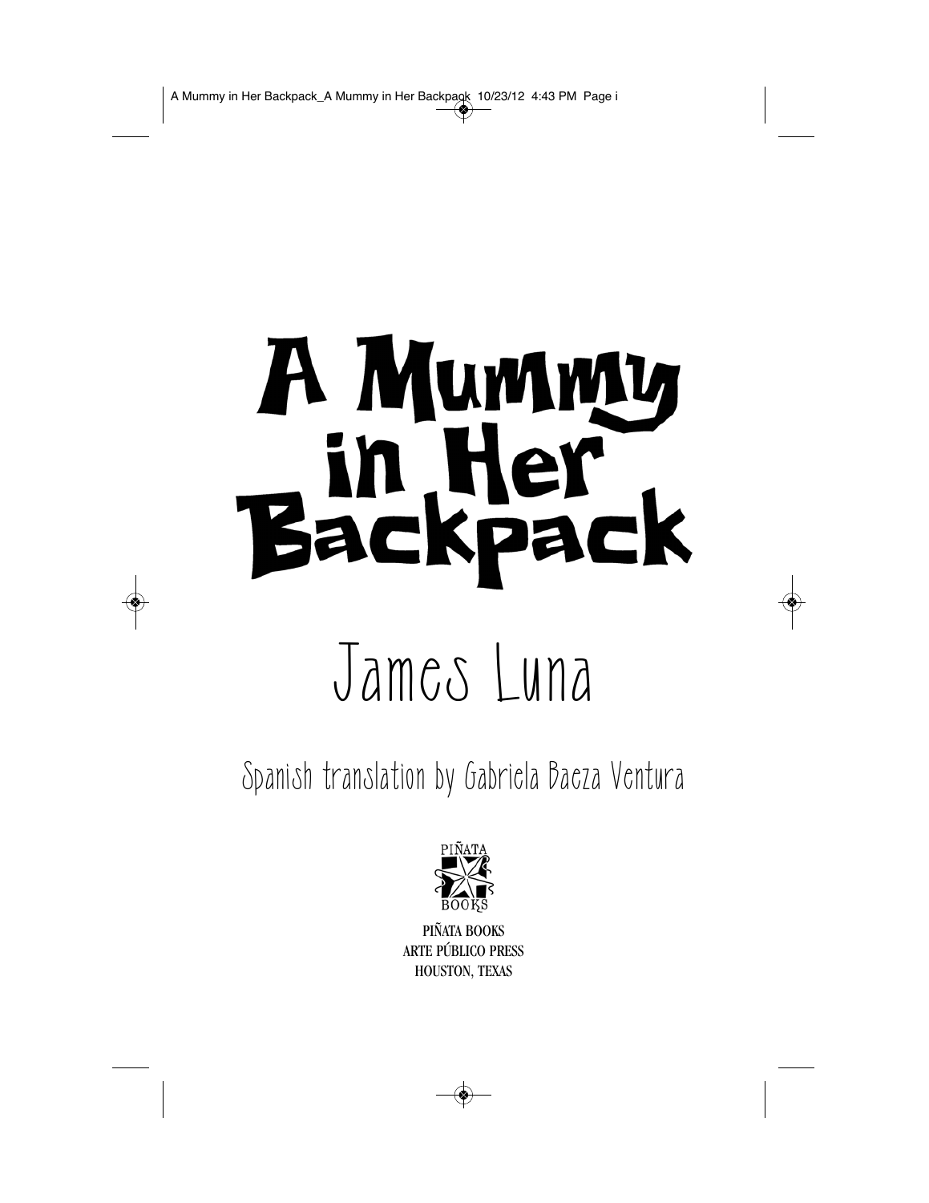# A Mummy in Her Backpack

## James Luna

Spanish translation by Gabriela Baeza Ventura

PIÑATA BOOKS
ARTE PÚBLICO PRESS
HOUSTON, TEXAS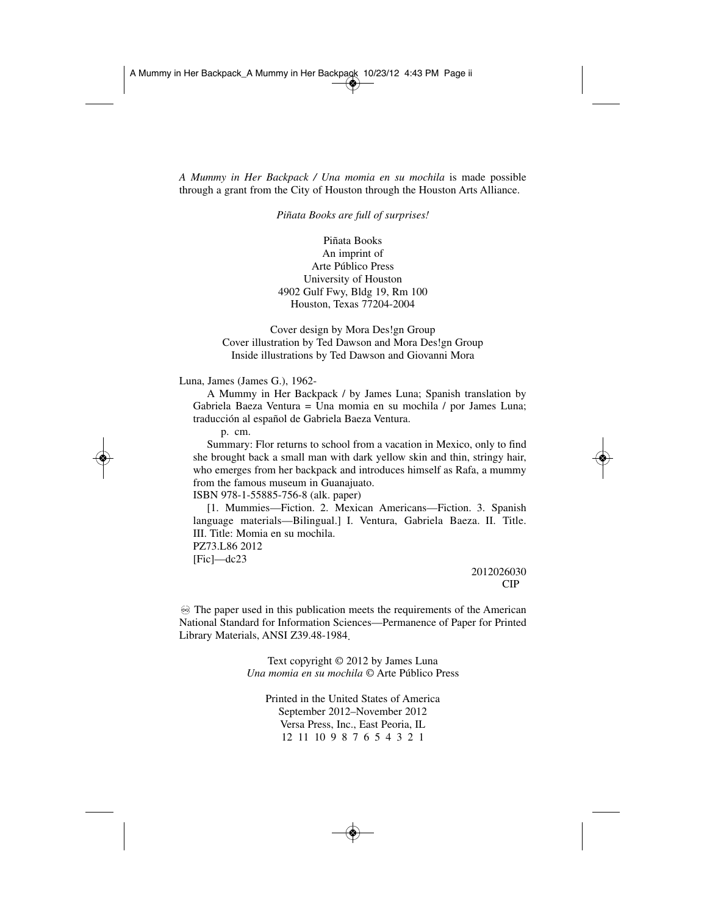*A Mummy in Her Backpack / Una momia en su mochila* is made possible through a grant from the City of Houston through the Houston Arts Alliance.

*Piñata Books are full of surprises!*

Piñata Books
An imprint of
Arte Público Press
University of Houston
4902 Gulf Fwy, Bldg 19, Rm 100
Houston, Texas 77204-2004

Cover design by Mora Des!gn Group
Cover illustration by Ted Dawson and Mora Des!gn Group
Inside illustrations by Ted Dawson and Giovanni Mora

Luna, James (James G.), 1962-

A Mummy in Her Backpack / by James Luna; Spanish translation by Gabriela Baeza Ventura = Una momia en su mochila / por James Luna; traducción al español de Gabriela Baeza Ventura.

p. cm.

Summary: Flor returns to school from a vacation in Mexico, only to find she brought back a small man with dark yellow skin and thin, stringy hair, who emerges from her backpack and introduces himself as Rafa, a mummy from the famous museum in Guanajuato.

ISBN 978-1-55885-756-8 (alk. paper)

[1. Mummies—Fiction. 2. Mexican Americans—Fiction. 3. Spanish language materials—Bilingual.] I. Ventura, Gabriela Baeza. II. Title. III. Title: Momia en su mochila.

PZ73.L86 2012

[Fic]—dc23

2012026030
CIP

♾ The paper used in this publication meets the requirements of the American National Standard for Information Sciences—Permanence of Paper for Printed Library Materials, ANSI Z39.48-1984.

Text copyright © 2012 by James Luna
*Una momia en su mochila* © Arte Público Press

Printed in the United States of America
September 2012–November 2012
Versa Press, Inc., East Peoria, IL
12 11 10 9 8 7 6 5 4 3 2 1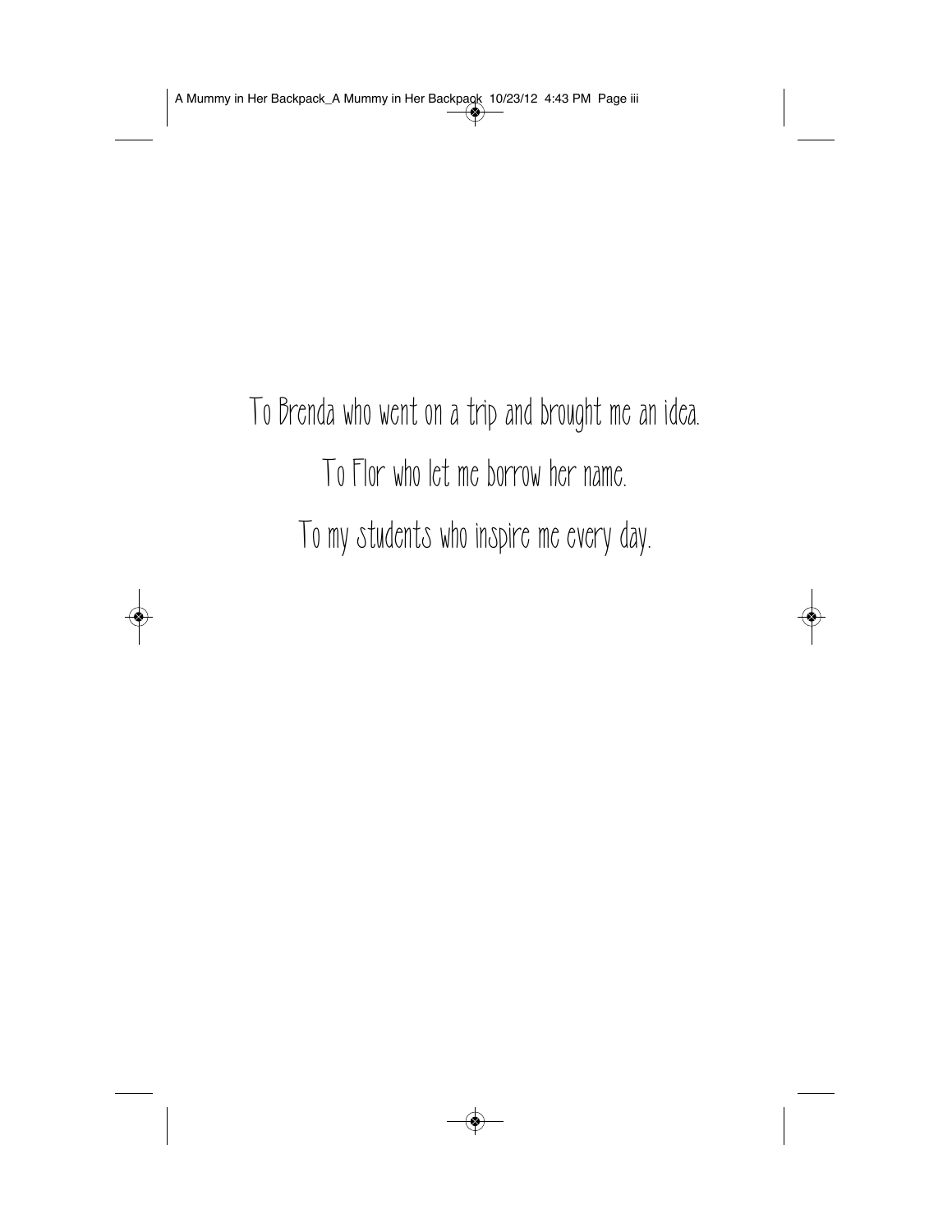To Brenda who went on a trip and brought me an idea.

To Flor who let me borrow her name.

To my students who inspire me every day.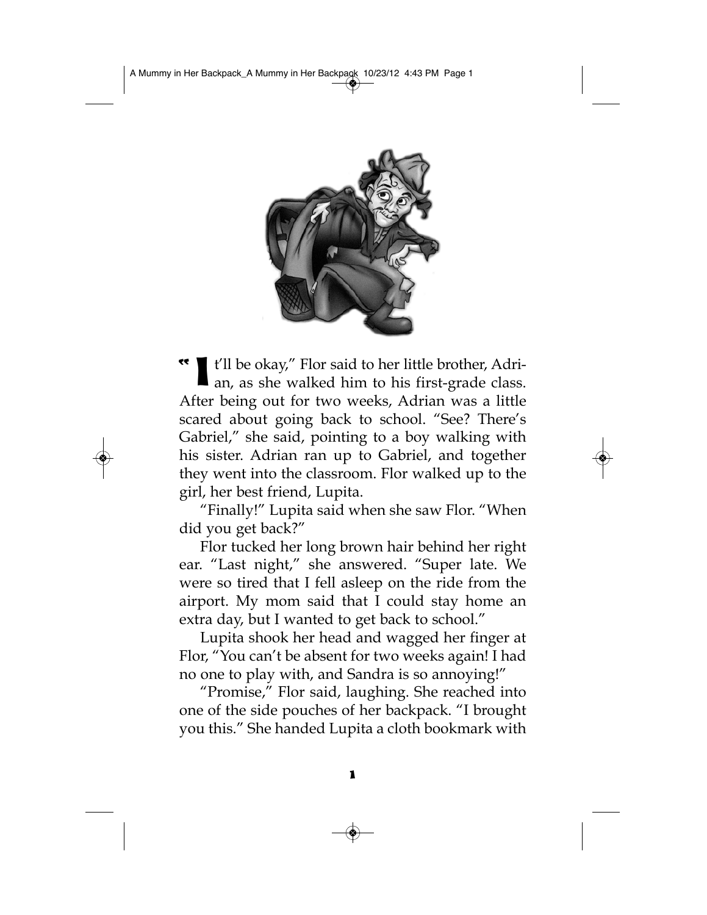"It'll be okay," Flor said to her little brother, Adrian, as she walked him to his first-grade class. After being out for two weeks, Adrian was a little scared about going back to school. "See? There's Gabriel," she said, pointing to a boy walking with his sister. Adrian ran up to Gabriel, and together they went into the classroom. Flor walked up to the girl, her best friend, Lupita.

"Finally!" Lupita said when she saw Flor. "When did you get back?"

Flor tucked her long brown hair behind her right ear. "Last night," she answered. "Super late. We were so tired that I fell asleep on the ride from the airport. My mom said that I could stay home an extra day, but I wanted to get back to school."

Lupita shook her head and wagged her finger at Flor, "You can't be absent for two weeks again! I had no one to play with, and Sandra is so annoying!"

"Promise," Flor said, laughing. She reached into one of the side pouches of her backpack. "I brought you this." She handed Lupita a cloth bookmark with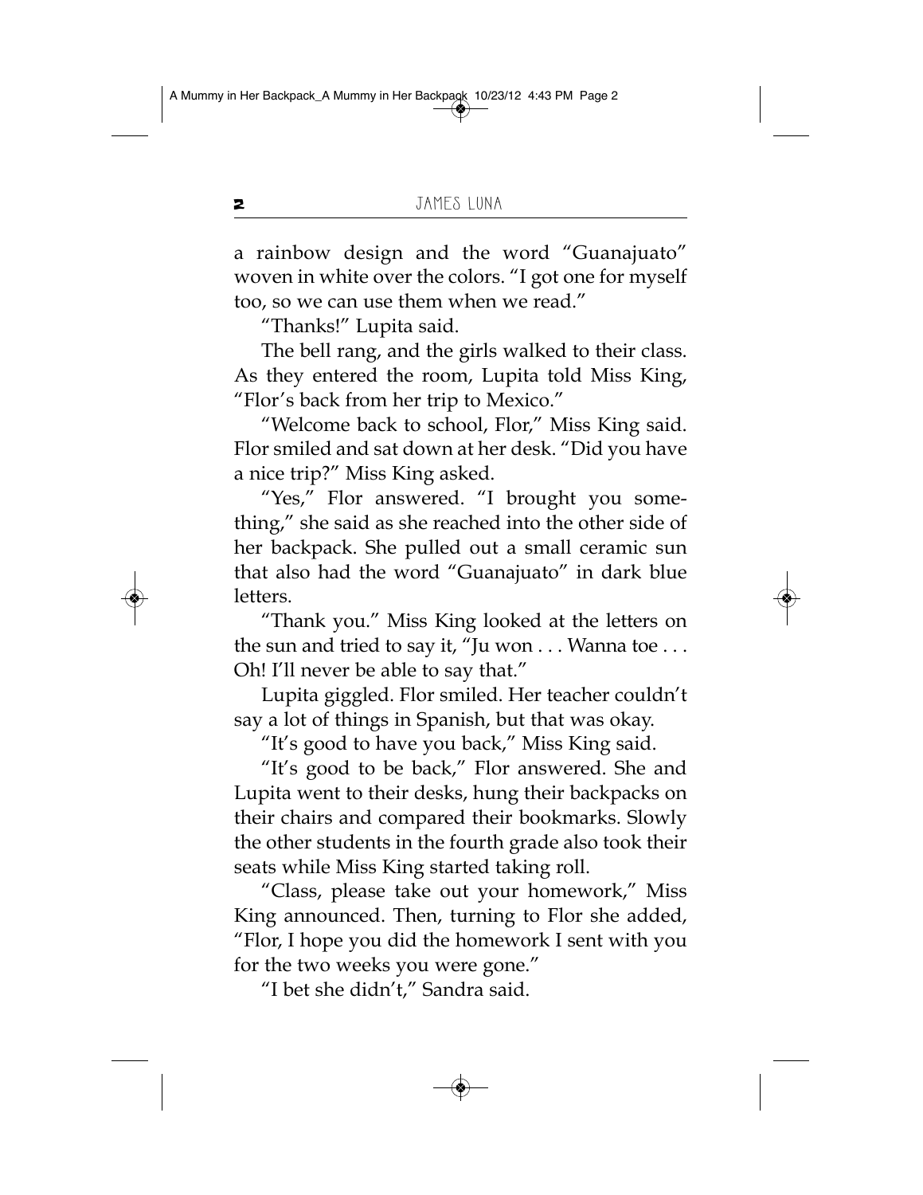a rainbow design and the word "Guanajuato" woven in white over the colors. "I got one for myself too, so we can use them when we read."

"Thanks!" Lupita said.

The bell rang, and the girls walked to their class. As they entered the room, Lupita told Miss King, "Flor's back from her trip to Mexico."

"Welcome back to school, Flor," Miss King said. Flor smiled and sat down at her desk. "Did you have a nice trip?" Miss King asked.

"Yes," Flor answered. "I brought you something," she said as she reached into the other side of her backpack. She pulled out a small ceramic sun that also had the word "Guanajuato" in dark blue letters.

"Thank you." Miss King looked at the letters on the sun and tried to say it, "Ju won . . . Wanna toe . . . Oh! I'll never be able to say that."

Lupita giggled. Flor smiled. Her teacher couldn't say a lot of things in Spanish, but that was okay.

"It's good to have you back," Miss King said.

"It's good to be back," Flor answered. She and Lupita went to their desks, hung their backpacks on their chairs and compared their bookmarks. Slowly the other students in the fourth grade also took their seats while Miss King started taking roll.

"Class, please take out your homework," Miss King announced. Then, turning to Flor she added, "Flor, I hope you did the homework I sent with you for the two weeks you were gone."

"I bet she didn't," Sandra said.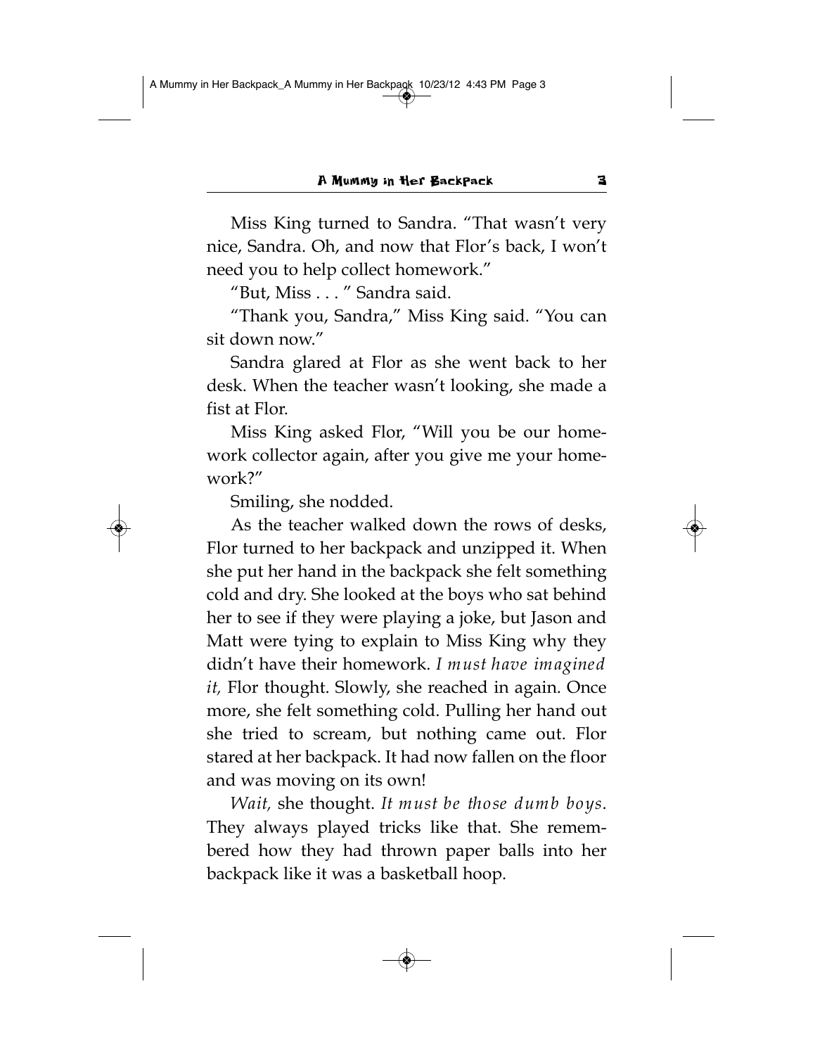Miss King turned to Sandra. "That wasn't very nice, Sandra. Oh, and now that Flor's back, I won't need you to help collect homework."

"But, Miss . . . " Sandra said.

"Thank you, Sandra," Miss King said. "You can sit down now."

Sandra glared at Flor as she went back to her desk. When the teacher wasn't looking, she made a fist at Flor.

Miss King asked Flor, "Will you be our homework collector again, after you give me your homework?"

Smiling, she nodded.

As the teacher walked down the rows of desks, Flor turned to her backpack and unzipped it. When she put her hand in the backpack she felt something cold and dry. She looked at the boys who sat behind her to see if they were playing a joke, but Jason and Matt were tying to explain to Miss King why they didn't have their homework. *I must have imagined it,* Flor thought. Slowly, she reached in again. Once more, she felt something cold. Pulling her hand out she tried to scream, but nothing came out. Flor stared at her backpack. It had now fallen on the floor and was moving on its own!

*Wait,* she thought. *It must be those dumb boys*. They always played tricks like that. She remembered how they had thrown paper balls into her backpack like it was a basketball hoop.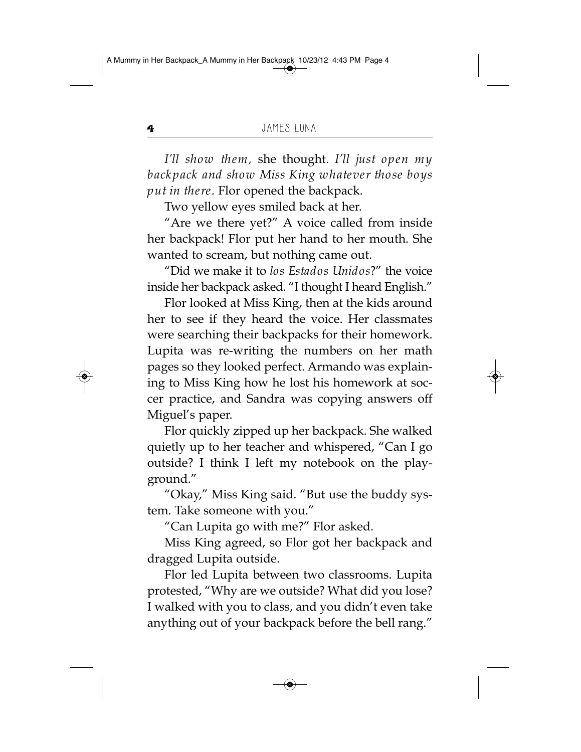*I'll show them,* she thought. *I'll just open my backpack and show Miss King whatever those boys put in there.* Flor opened the backpack.

Two yellow eyes smiled back at her.

"Are we there yet?" A voice called from inside her backpack! Flor put her hand to her mouth. She wanted to scream, but nothing came out.

"Did we make it to *los Estados Unidos*?" the voice inside her backpack asked. "I thought I heard English."

Flor looked at Miss King, then at the kids around her to see if they heard the voice. Her classmates were searching their backpacks for their homework. Lupita was re-writing the numbers on her math pages so they looked perfect. Armando was explaining to Miss King how he lost his homework at soccer practice, and Sandra was copying answers off Miguel's paper.

Flor quickly zipped up her backpack. She walked quietly up to her teacher and whispered, "Can I go outside? I think I left my notebook on the playground."

"Okay," Miss King said. "But use the buddy system. Take someone with you."

"Can Lupita go with me?" Flor asked.

Miss King agreed, so Flor got her backpack and dragged Lupita outside.

Flor led Lupita between two classrooms. Lupita protested, "Why are we outside? What did you lose? I walked with you to class, and you didn't even take anything out of your backpack before the bell rang."